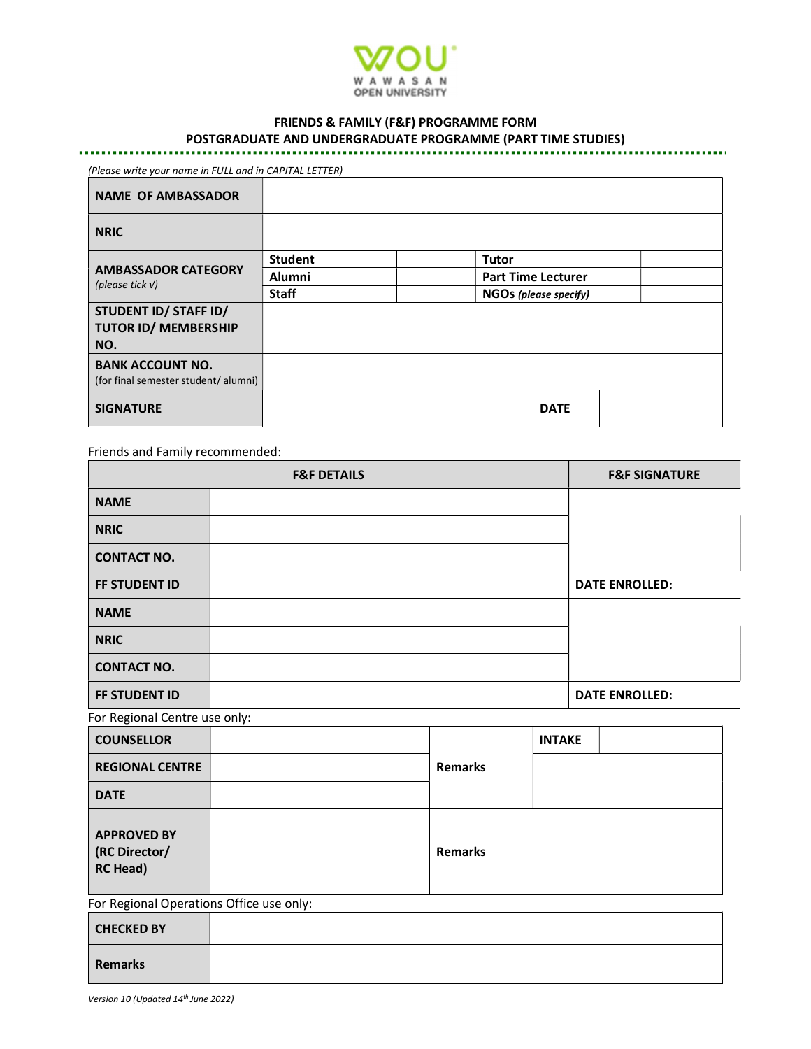# FRIENDS & FAMILY (F&F) PROGRAMME FORM
## POSTGRADUATE AND UNDERGRADUATE PROGRAMME (PART TIME STUDIES)

*(Please write your name in FULL and in CAPITAL LETTER)*

| | | | | |
|---|---|---|---|---|
| **NAME OF AMBASSADOR** | | | | |
| **NRIC** | | | | |
| **AMBASSADOR CATEGORY** *(please tick √)* | **Student** | | **Tutor** | |
| | **Alumni** | | **Part Time Lecturer** | |
| | **Staff** | | **NGOs** *(please specify)* | |
| **STUDENT ID/ STAFF ID/ TUTOR ID/ MEMBERSHIP NO.** | | | | |
| **BANK ACCOUNT NO.** (for final semester student/ alumni) | | | | |
| **SIGNATURE** | | | **DATE** | |

Friends and Family recommended:

| **F&F DETAILS** | | **F&F SIGNATURE** |
|---|---|---|
| **NAME** | | |
| **NRIC** | | |
| **CONTACT NO.** | | |
| **FF STUDENT ID** | | **DATE ENROLLED:** |
| **NAME** | | |
| **NRIC** | | |
| **CONTACT NO.** | | |
| **FF STUDENT ID** | | **DATE ENROLLED:** |

For Regional Centre use only:

| | | | | |
|---|---|---|---|---|
| **COUNSELLOR** | | **Remarks** | **INTAKE** | |
| **REGIONAL CENTRE** | | | | |
| **DATE** | | | | |
| **APPROVED BY (RC Director/ RC Head)** | | **Remarks** | | |

For Regional Operations Office use only:

| | |
|---|---|
| **CHECKED BY** | |
| **Remarks** | |

*Version 10 (Updated 14th June 2022)*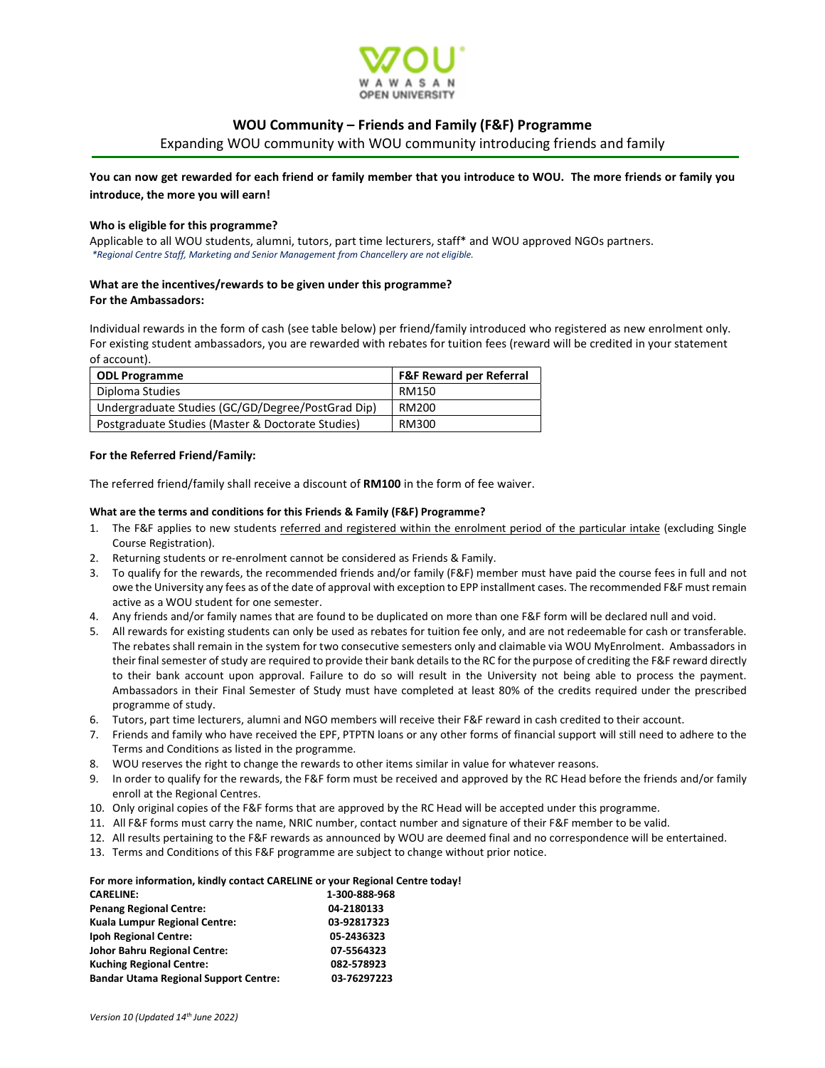# WOU Community – Friends and Family (F&F) Programme

Expanding WOU community with WOU community introducing friends and family

**You can now get rewarded for each friend or family member that you introduce to WOU. The more friends or family you introduce, the more you will earn!**

**Who is eligible for this programme?**

Applicable to all WOU students, alumni, tutors, part time lecturers, staff* and WOU approved NGOs partners.

*\*Regional Centre Staff, Marketing and Senior Management from Chancellery are not eligible.*

**What are the incentives/rewards to be given under this programme?**

**For the Ambassadors:**

Individual rewards in the form of cash (see table below) per friend/family introduced who registered as new enrolment only. For existing student ambassadors, you are rewarded with rebates for tuition fees (reward will be credited in your statement of account).

| ODL Programme | F&F Reward per Referral |
| --- | --- |
| Diploma Studies | RM150 |
| Undergraduate Studies (GC/GD/Degree/PostGrad Dip) | RM200 |
| Postgraduate Studies (Master & Doctorate Studies) | RM300 |

**For the Referred Friend/Family:**

The referred friend/family shall receive a discount of **RM100** in the form of fee waiver.

**What are the terms and conditions for this Friends & Family (F&F) Programme?**

1. The F&F applies to new students referred and registered within the enrolment period of the particular intake (excluding Single Course Registration).
2. Returning students or re-enrolment cannot be considered as Friends & Family.
3. To qualify for the rewards, the recommended friends and/or family (F&F) member must have paid the course fees in full and not owe the University any fees as of the date of approval with exception to EPP installment cases. The recommended F&F must remain active as a WOU student for one semester.
4. Any friends and/or family names that are found to be duplicated on more than one F&F form will be declared null and void.
5. All rewards for existing students can only be used as rebates for tuition fee only, and are not redeemable for cash or transferable. The rebates shall remain in the system for two consecutive semesters only and claimable via WOU MyEnrolment. Ambassadors in their final semester of study are required to provide their bank details to the RC for the purpose of crediting the F&F reward directly to their bank account upon approval. Failure to do so will result in the University not being able to process the payment. Ambassadors in their Final Semester of Study must have completed at least 80% of the credits required under the prescribed programme of study.
6. Tutors, part time lecturers, alumni and NGO members will receive their F&F reward in cash credited to their account.
7. Friends and family who have received the EPF, PTPTN loans or any other forms of financial support will still need to adhere to the Terms and Conditions as listed in the programme.
8. WOU reserves the right to change the rewards to other items similar in value for whatever reasons.
9. In order to qualify for the rewards, the F&F form must be received and approved by the RC Head before the friends and/or family enroll at the Regional Centres.
10. Only original copies of the F&F forms that are approved by the RC Head will be accepted under this programme.
11. All F&F forms must carry the name, NRIC number, contact number and signature of their F&F member to be valid.
12. All results pertaining to the F&F rewards as announced by WOU are deemed final and no correspondence will be entertained.
13. Terms and Conditions of this F&F programme are subject to change without prior notice.

**For more information, kindly contact CARELINE or your Regional Centre today!**

| | |
| --- | --- |
| **CARELINE:** | **1-300-888-968** |
| **Penang Regional Centre:** | **04-2180133** |
| **Kuala Lumpur Regional Centre:** | **03-92817323** |
| **Ipoh Regional Centre:** | **05-2436323** |
| **Johor Bahru Regional Centre:** | **07-5564323** |
| **Kuching Regional Centre:** | **082-578923** |
| **Bandar Utama Regional Support Centre:** | **03-76297223** |

*Version 10 (Updated 14th June 2022)*